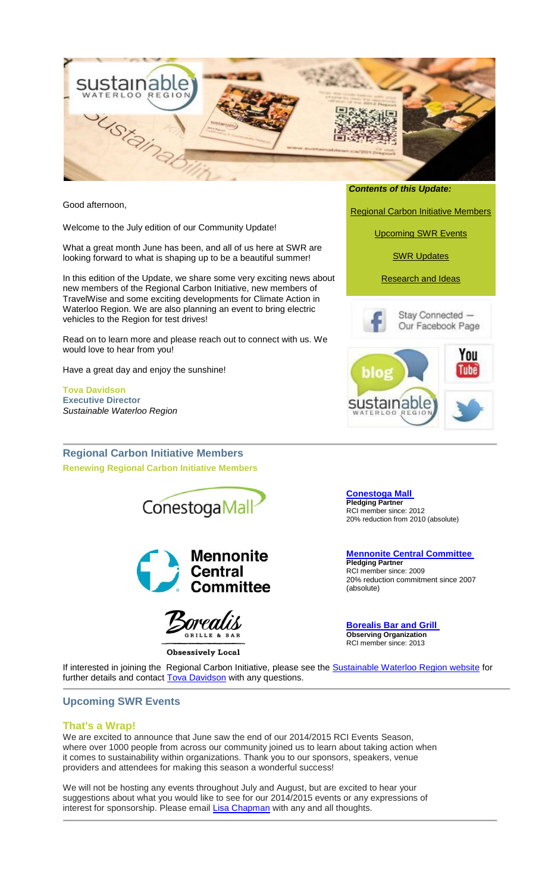Good afternoon,

Welcome to the July edition of our Community Update!

What a great month June has been, and all of us here at SWR are looking forward to what is shaping up to be a beautiful summer!

In this edition of the Update, we share some very exciting news about new members of the Regional Carbon Initiative, new members of TravelWise and some exciting developments for Climate Action in Waterloo Region. We are also planning an event to bring electric vehicles to the Region for test drives!

Read on to learn more and please reach out to connect with us. We would love to hear from you!

Have a great day and enjoy the sunshine!

**Tova Davidson**
**Executive Director**
*Sustainable Waterloo Region*

***Contents of this Update:***

Regional Carbon Initiative Members

Upcoming SWR Events

SWR Updates

Research and Ideas

Stay Connected — Our Facebook Page

## Regional Carbon Initiative Members

### Renewing Regional Carbon Initiative Members

**Conestoga Mall**
**Pledging Partner**
RCI member since: 2012
20% reduction from 2010 (absolute)

**Mennonite Central Committee**
**Pledging Partner**
RCI member since: 2009
20% reduction commitment since 2007 (absolute)

**Borealis Bar and Grill**
**Observing Organization**
RCI member since: 2013

If interested in joining the Regional Carbon Initiative, please see the Sustainable Waterloo Region website for further details and contact Tova Davidson with any questions.

## Upcoming SWR Events

### That's a Wrap!

We are excited to announce that June saw the end of our 2014/2015 RCI Events Season, where over 1000 people from across our community joined us to learn about taking action when it comes to sustainability within organizations. Thank you to our sponsors, speakers, venue providers and attendees for making this season a wonderful success!

We will not be hosting any events throughout July and August, but are excited to hear your suggestions about what you would like to see for our 2014/2015 events or any expressions of interest for sponsorship. Please email Lisa Chapman with any and all thoughts.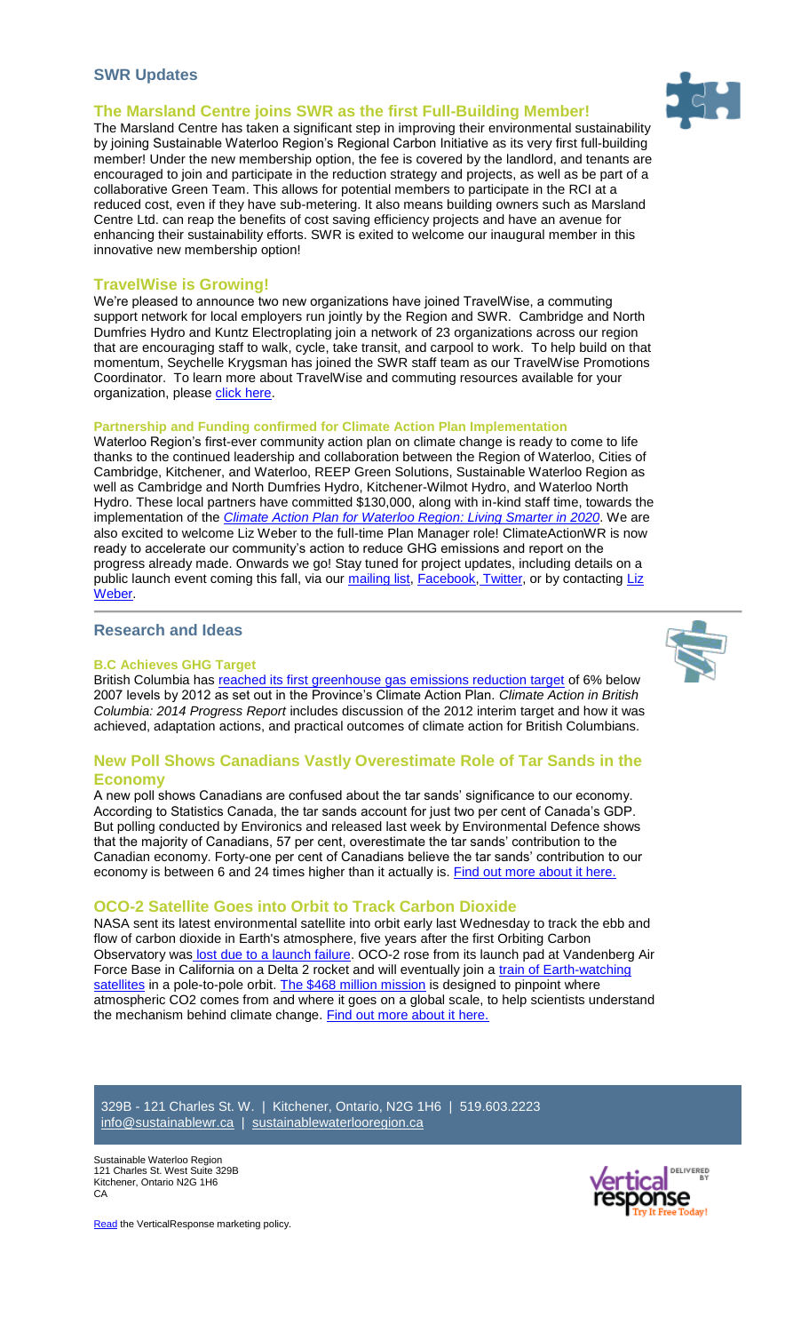## SWR Updates

### The Marsland Centre joins SWR as the first Full-Building Member!

The Marsland Centre has taken a significant step in improving their environmental sustainability by joining Sustainable Waterloo Region's Regional Carbon Initiative as its very first full-building member! Under the new membership option, the fee is covered by the landlord, and tenants are encouraged to join and participate in the reduction strategy and projects, as well as be part of a collaborative Green Team. This allows for potential members to participate in the RCI at a reduced cost, even if they have sub-metering. It also means building owners such as Marsland Centre Ltd. can reap the benefits of cost saving efficiency projects and have an avenue for enhancing their sustainability efforts. SWR is exited to welcome our inaugural member in this innovative new membership option!

### TravelWise is Growing!

We're pleased to announce two new organizations have joined TravelWise, a commuting support network for local employers run jointly by the Region and SWR. Cambridge and North Dumfries Hydro and Kuntz Electroplating join a network of 23 organizations across our region that are encouraging staff to walk, cycle, take transit, and carpool to work. To help build on that momentum, Seychelle Krygsman has joined the SWR staff team as our TravelWise Promotions Coordinator. To learn more about TravelWise and commuting resources available for your organization, please click here.

#### Partnership and Funding confirmed for Climate Action Plan Implementation

Waterloo Region's first-ever community action plan on climate change is ready to come to life thanks to the continued leadership and collaboration between the Region of Waterloo, Cities of Cambridge, Kitchener, and Waterloo, REEP Green Solutions, Sustainable Waterloo Region as well as Cambridge and North Dumfries Hydro, Kitchener-Wilmot Hydro, and Waterloo North Hydro. These local partners have committed $130,000, along with in-kind staff time, towards the implementation of the *Climate Action Plan for Waterloo Region: Living Smarter in 2020*. We are also excited to welcome Liz Weber to the full-time Plan Manager role! ClimateActionWR is now ready to accelerate our community's action to reduce GHG emissions and report on the progress already made. Onwards we go! Stay tuned for project updates, including details on a public launch event coming this fall, via our mailing list, Facebook, Twitter, or by contacting Liz Weber.

## Research and Ideas

#### B.C Achieves GHG Target

British Columbia has reached its first greenhouse gas emissions reduction target of 6% below 2007 levels by 2012 as set out in the Province's Climate Action Plan. *Climate Action in British Columbia: 2014 Progress Report* includes discussion of the 2012 interim target and how it was achieved, adaptation actions, and practical outcomes of climate action for British Columbians.

### New Poll Shows Canadians Vastly Overestimate Role of Tar Sands in the Economy

A new poll shows Canadians are confused about the tar sands' significance to our economy. According to Statistics Canada, the tar sands account for just two per cent of Canada's GDP. But polling conducted by Environics and released last week by Environmental Defence shows that the majority of Canadians, 57 per cent, overestimate the tar sands' contribution to the Canadian economy. Forty-one per cent of Canadians believe the tar sands' contribution to our economy is between 6 and 24 times higher than it actually is. Find out more about it here.

### OCO-2 Satellite Goes into Orbit to Track Carbon Dioxide

NASA sent its latest environmental satellite into orbit early last Wednesday to track the ebb and flow of carbon dioxide in Earth's atmosphere, five years after the first Orbiting Carbon Observatory was lost due to a launch failure. OCO-2 rose from its launch pad at Vandenberg Air Force Base in California on a Delta 2 rocket and will eventually join a train of Earth-watching satellites in a pole-to-pole orbit. The $468 million mission is designed to pinpoint where atmospheric $CO_2$ comes from and where it goes on a global scale, to help scientists understand the mechanism behind climate change. Find out more about it here.

329B - 121 Charles St. W. | Kitchener, Ontario, N2G 1H6 | 519.603.2223
info@sustainablewr.ca | sustainablewaterlooregion.ca

Sustainable Waterloo Region
121 Charles St. West Suite 329B
Kitchener, Ontario N2G 1H6
CA

Read the VerticalResponse marketing policy.